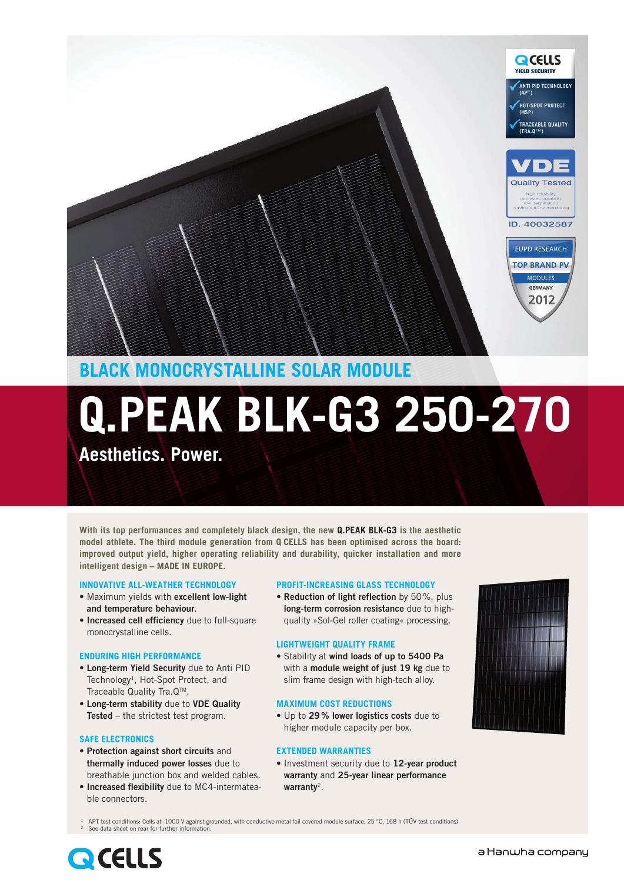Q CELLS YIELD SECURITY

- ANTI PID TECHNOLOGY (APT)
- HOT-SPOT PROTECT (HSP)
- TRACEABLE QUALITY (TRA.Q™)

VDE Quality Tested
high reliability
optimized durability
low degradation
continuous line monitoring
ID. 40032587

EUPD RESEARCH TOP BRAND PV MODULES GERMANY 2012

## BLACK MONOCRYSTALLINE SOLAR MODULE

# Q.PEAK BLK-G3 250-270

**Aesthetics. Power.**

**With its top performances and completely black design, the new Q.PEAK BLK-G3 is the aesthetic model athlete. The third module generation from Q CELLS has been optimised across the board: improved output yield, higher operating reliability and durability, quicker installation and more intelligent design – MADE IN EUROPE.**

### INNOVATIVE ALL-WEATHER TECHNOLOGY

- Maximum yields with **excellent low-light and temperature behaviour**.
- **Increased cell efficiency** due to full-square monocrystalline cells.

### ENDURING HIGH PERFORMANCE

- **Long-term Yield Security** due to Anti PID Technology[1], Hot-Spot Protect, and Traceable Quality Tra.Q™.
- **Long-term stability** due to **VDE Quality Tested** – the strictest test program.

### SAFE ELECTRONICS

- **Protection against short circuits** and **thermally induced power losses** due to breathable junction box and welded cables.
- **Increased flexibility** due to MC4-intermateable connectors.

### PROFIT-INCREASING GLASS TECHNOLOGY

- **Reduction of light reflection** by 50%, plus **long-term corrosion resistance** due to high-quality »Sol-Gel roller coating« processing.

### LIGHTWEIGHT QUALITY FRAME

- Stability at **wind loads of up to 5400 Pa** with a **module weight of just 19 kg** due to slim frame design with high-tech alloy.

### MAXIMUM COST REDUCTIONS

- Up to **29% lower logistics costs** due to higher module capacity per box.

### EXTENDED WARRANTIES

- Investment security due to **12-year product warranty** and **25-year linear performance warranty**[2].

[1] APT test conditions: Cells at -1000 V against grounded, with conductive metal foil covered module surface, 25 °C, 168 h (TÜV test conditions)
[2] See data sheet on rear for further information.

Q CELLS

a Hanwha company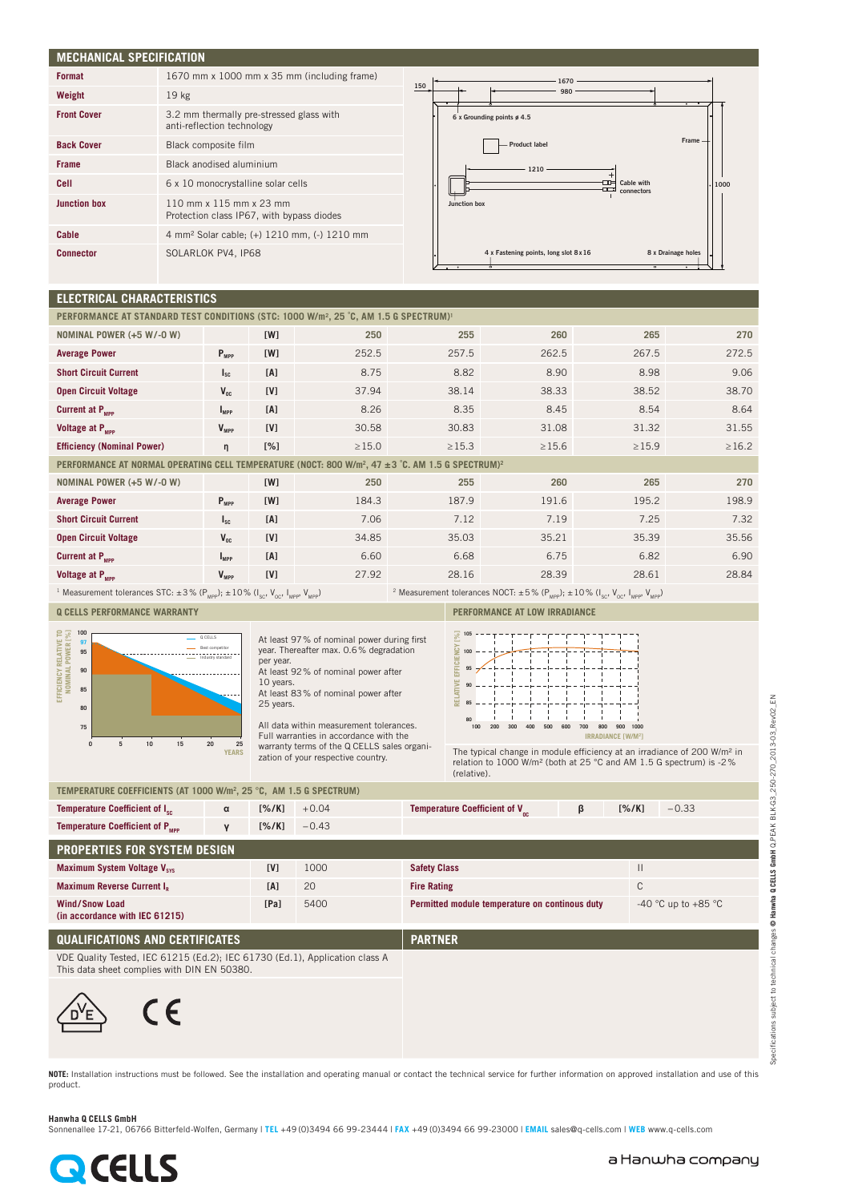## MECHANICAL SPECIFICATION

| | |
|---|---|
| **Format** | 1670 mm x 1000 mm x 35 mm (including frame) |
| **Weight** | 19 kg |
| **Front Cover** | 3.2 mm thermally pre-stressed glass with anti-reflection technology |
| **Back Cover** | Black composite film |
| **Frame** | Black anodised aluminium |
| **Cell** | 6 x 10 monocrystalline solar cells |
| **Junction box** | 110 mm x 115 mm x 23 mm<br>Protection class IP67, with bypass diodes |
| **Cable** | 4 mm² Solar cable; (+) 1210 mm, (-) 1210 mm |
| **Connector** | SOLARLOK PV4, IP68 |

150
1670
980
6 x Grounding points ø 4.5
Product label
Frame
1210
Cable with connectors
1000
Junction box
4 x Fastening points, long slot 8 x 16
8 x Drainage holes

## ELECTRICAL CHARACTERISTICS

| PERFORMANCE AT STANDARD TEST CONDITIONS (STC: 1000 W/m², 25 °C, AM 1.5 G SPECTRUM)[1] | | | | | | | |
|---|---|---|---|---|---|---|---|
| **NOMINAL POWER (+5 W/-0 W)** | | [W] | 250 | 255 | 260 | 265 | 270 |
| **Average Power** | $P_{MPP}$ | [W] | 252.5 | 257.5 | 262.5 | 267.5 | 272.5 |
| **Short Circuit Current** | $I_{SC}$ | [A] | 8.75 | 8.82 | 8.90 | 8.98 | 9.06 |
| **Open Circuit Voltage** | $V_{OC}$ | [V] | 37.94 | 38.14 | 38.33 | 38.52 | 38.70 |
| **Current at $P_{MPP}$** | $I_{MPP}$ | [A] | 8.26 | 8.35 | 8.45 | 8.54 | 8.64 |
| **Voltage at $P_{MPP}$** | $V_{MPP}$ | [V] | 30.58 | 30.83 | 31.08 | 31.32 | 31.55 |
| **Efficiency (Nominal Power)** | η | [%] | ≥15.0 | ≥15.3 | ≥15.6 | ≥15.9 | ≥16.2 |
| **PERFORMANCE AT NORMAL OPERATING CELL TEMPERATURE (NOCT: 800 W/m², 47 ±3 °C. AM 1.5 G SPECTRUM)[2]** | | | | | | | |
| **NOMINAL POWER (+5 W/-0 W)** | | [W] | 250 | 255 | 260 | 265 | 270 |
| **Average Power** | $P_{MPP}$ | [W] | 184.3 | 187.9 | 191.6 | 195.2 | 198.9 |
| **Short Circuit Current** | $I_{SC}$ | [A] | 7.06 | 7.12 | 7.19 | 7.25 | 7.32 |
| **Open Circuit Voltage** | $V_{OC}$ | [V] | 34.85 | 35.03 | 35.21 | 35.39 | 35.56 |
| **Current at $P_{MPP}$** | $I_{MPP}$ | [A] | 6.60 | 6.68 | 6.75 | 6.82 | 6.90 |
| **Voltage at $P_{MPP}$** | $V_{MPP}$ | [V] | 27.92 | 28.16 | 28.39 | 28.61 | 28.84 |

[1] Measurement tolerances STC: ±3% ($P_{MPP}$); ±10% ($I_{SC}$, $V_{OC}$, $I_{MPP}$, $V_{MPP}$)
[2] Measurement tolerances NOCT: ±5% ($P_{MPP}$); ±10% ($I_{SC}$, $V_{OC}$, $I_{MPP}$, $V_{MPP}$)

### Q CELLS PERFORMANCE WARRANTY

EFFICIENCY RELATIVE TO NOMINAL POWER [%]
100
97
95
90
85
80
75
0 5 10 15 20 25
YEARS
Q CELLS
Best competitor
Industry standard

At least 97% of nominal power during first year. Thereafter max. 0.6% degradation per year.
At least 92% of nominal power after 10 years.
At least 83% of nominal power after 25 years.

All data within measurement tolerances. Full warranties in accordance with the warranty terms of the Q CELLS sales organization of your respective country.

### PERFORMANCE AT LOW IRRADIANCE

RELATIVE EFFICIENCY [%]
105
100
95
90
85
80
100 200 300 400 500 600 700 800 900 1000
IRRADIANCE [W/M²]

The typical change in module efficiency at an irradiance of 200 W/m² in relation to 1000 W/m² (both at 25 °C and AM 1.5 G spectrum) is -2% (relative).

### TEMPERATURE COEFFICIENTS (AT 1000 W/m², 25 °C, AM 1.5 G SPECTRUM)

| | | | | | | | |
|---|---|---|---|---|---|---|---|
| **Temperature Coefficient of $I_{SC}$** | α | [%/K] | +0.04 | **Temperature Coefficient of $V_{OC}$** | β | [%/K] | −0.33 |
| **Temperature Coefficient of $P_{MPP}$** | γ | [%/K] | −0.43 | | | | |

## PROPERTIES FOR SYSTEM DESIGN

| | | | | |
|---|---|---|---|---|
| **Maximum System Voltage $V_{SYS}$** | [V] | 1000 | **Safety Class** | II |
| **Maximum Reverse Current $I_R$** | [A] | 20 | **Fire Rating** | C |
| **Wind/Snow Load (in accordance with IEC 61215)** | [Pa] | 5400 | **Permitted module temperature on continous duty** | -40 °C up to +85 °C |

## QUALIFICATIONS AND CERTIFICATES

VDE Quality Tested, IEC 61215 (Ed.2); IEC 61730 (Ed.1), Application class A
This data sheet complies with DIN EN 50380.

DVE CE

## PARTNER

**NOTE:** Installation instructions must be followed. See the installation and operating manual or contact the technical service for further information on approved installation and use of this product.

Specifications subject to technical changes © Hanwha Q CELLS GmbH Q.PEAK BLK-G3_250-270_2013-03_Rev02_EN

**Hanwha Q CELLS GmbH**
Sonnenallee 17-21, 06766 Bitterfeld-Wolfen, Germany | **TEL** +49 (0)3494 66 99-23444 | **FAX** +49 (0)3494 66 99-23000 | **EMAIL** sales@q-cells.com | **WEB** www.q-cells.com

Q CELLS
a Hanwha company